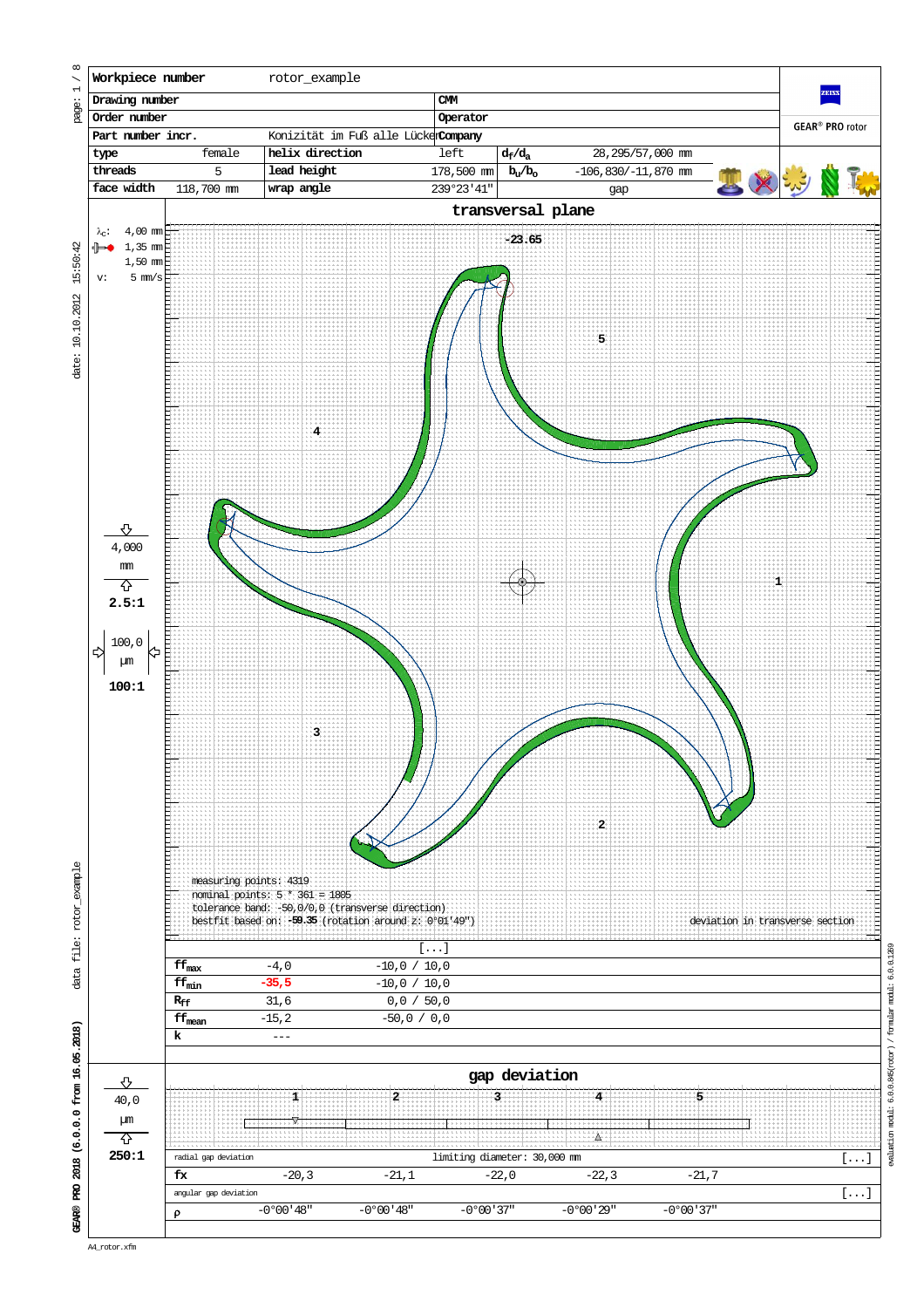| Workpiece number | rotor_example | | | | |
|---|---|---|---|---|---|
| Drawing number | | CMM | | | |
| Order number | | Operator | | | |
| Part number incr. | Konizität im Fuß alle Lücken | Company | | | |
| type | female | helix direction | left | $d_f/d_a$ | 28,295/57,000 mm |
| threads | 5 | lead height | 178,500 mm | $b_u/b_o$ | -106,830/-11,870 mm |
| face width | 118,700 mm | wrap angle | 239°23'41" | | gap |

GEAR® PRO rotor

## transversal plane

$\lambda_c$: 4,00 mm
1,35 mm
1,50 mm
v: 5 mm/s

4,000 mm
2.5:1

100,0 µm
100:1

-23.65

measuring points: 4319
nominal points: 5 * 361 = 1805
tolerance band: -50,0/0,0 (transverse direction)
bestfit based on: -59.35 (rotation around z: 0°01'49")

deviation in transverse section

[...]

| | | |
|---|---|---|
| $ff_{max}$ | -4,0 | -10,0 / 10,0 |
| $ff_{min}$ | -35,5 | -10,0 / 10,0 |
| $R_{ff}$ | 31,6 | 0,0 / 50,0 |
| $ff_{mean}$ | -15,2 | -50,0 / 0,0 |
| k | --- | |

## gap deviation

40,0 µm
250:1

radial gap deviation — limiting diameter: 30,000 mm [...]

| | 1 | 2 | 3 | 4 | 5 |
|---|---|---|---|---|---|
| fx | -20,3 | -21,1 | -22,0 | -22,3 | -21,7 |

angular gap deviation [...]

| | 1 | 2 | 3 | 4 | 5 |
|---|---|---|---|---|---|
| ρ | -0°00'48" | -0°00'48" | -0°00'37" | -0°00'29" | -0°00'37" |

date: 10.10.2012 15:50:42

data file: rotor_example

GEAR® PRO 2018 (6.0.0.0 from 16.05.2018)

evaluation modul: 6.0.0.1269 / formular modul: 6.0.0.865(rotor) / 6.0.0.1269

A4_rotor.xfm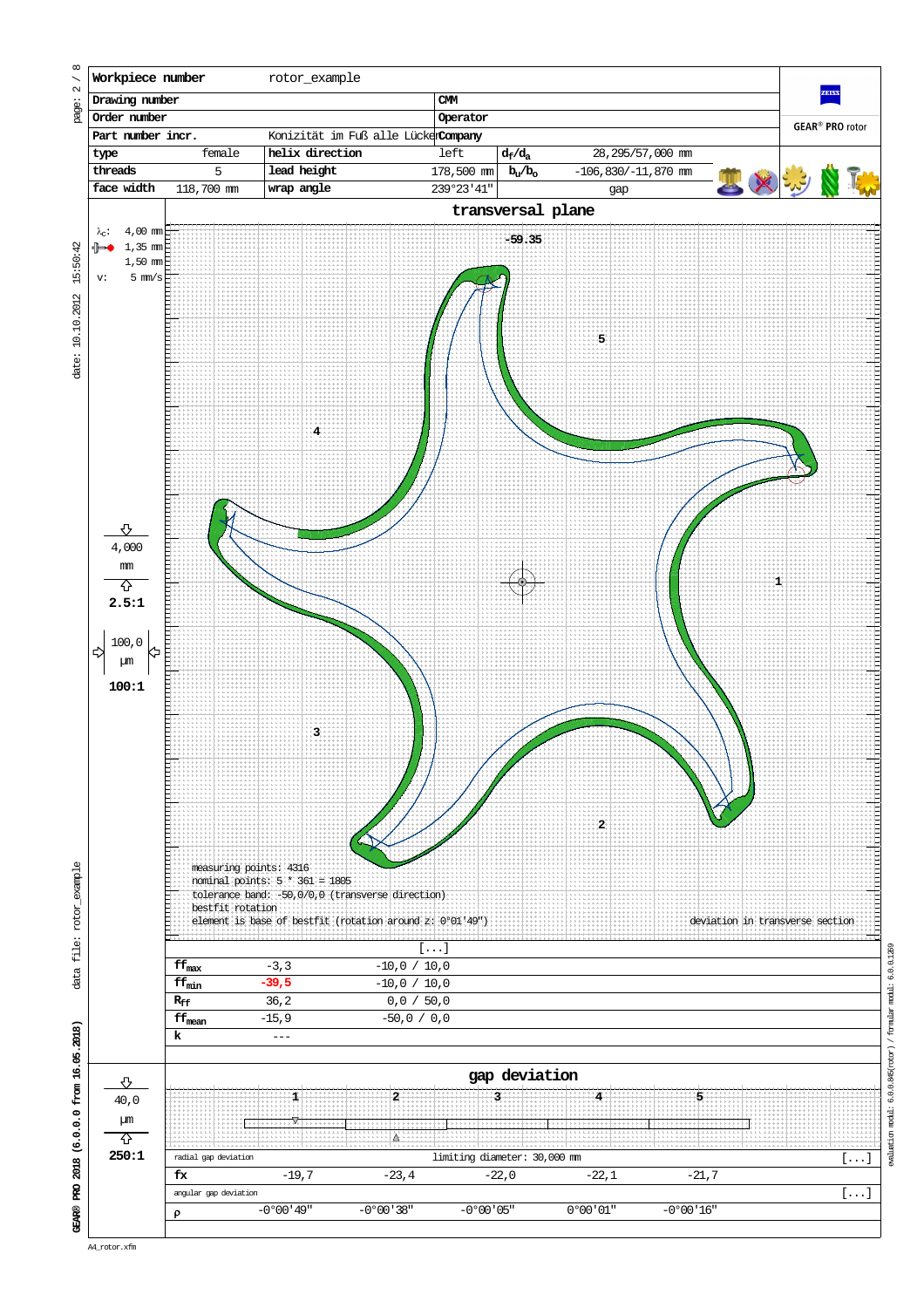| Workpiece number | rotor_example | | | | |
|---|---|---|---|---|---|
| Drawing number | | CMM | | | |
| Order number | | Operator | | | |
| Part number incr. | Konizität im Fuß alle Lücken | Company | | | |
| type | female | helix direction | left | $d_f/d_a$ | 28,295/57,000 mm |
| threads | 5 | lead height | 178,500 mm | $b_u/b_o$ | -106,830/-11,870 mm |
| face width | 118,700 mm | wrap angle | 239°23'41" | | gap |

GEAR® PRO rotor

## transversal plane

$\lambda_c$: 4,00 mm
1,35 mm
1,50 mm
v: 5 mm/s

4,000 mm
2.5:1

100,0 µm
100:1

-59.35

1 2 3 4 5

measuring points: 4316
nominal points: 5 * 361 = 1805
tolerance band: -50,0/0,0 (transverse direction)
bestfit rotation
element is base of bestfit (rotation around z: 0°01'49")

deviation in transverse section

[...]

| | | |
|---|---|---|
| $ff_{max}$ | -3,3 | -10,0 / 10,0 |
| $ff_{min}$ | -39,5 | -10,0 / 10,0 |
| $R_{ff}$ | 36,2 | 0,0 / 50,0 |
| $ff_{mean}$ | -15,9 | -50,0 / 0,0 |
| k | --- | |

## gap deviation

40,0 µm
250:1

radial gap deviation — limiting diameter: 30,000 mm [...]

| | 1 | 2 | 3 | 4 | 5 |
|---|---|---|---|---|---|
| fx | -19,7 | -23,4 | -22,0 | -22,1 | -21,7 |

angular gap deviation [...]

| | 1 | 2 | 3 | 4 | 5 |
|---|---|---|---|---|---|
| ρ | -0°00'49" | -0°00'38" | -0°00'05" | 0°00'01" | -0°00'16" |

date: 10.10.2012 15:50:42

data file: rotor_example

GEAR® PRO 2018 (6.0.0.0 from 16.05.2018)

evaluation modul: 6.0.0.845(rotor) / formular modul: 6.0.0.1269

A4_rotor.xfm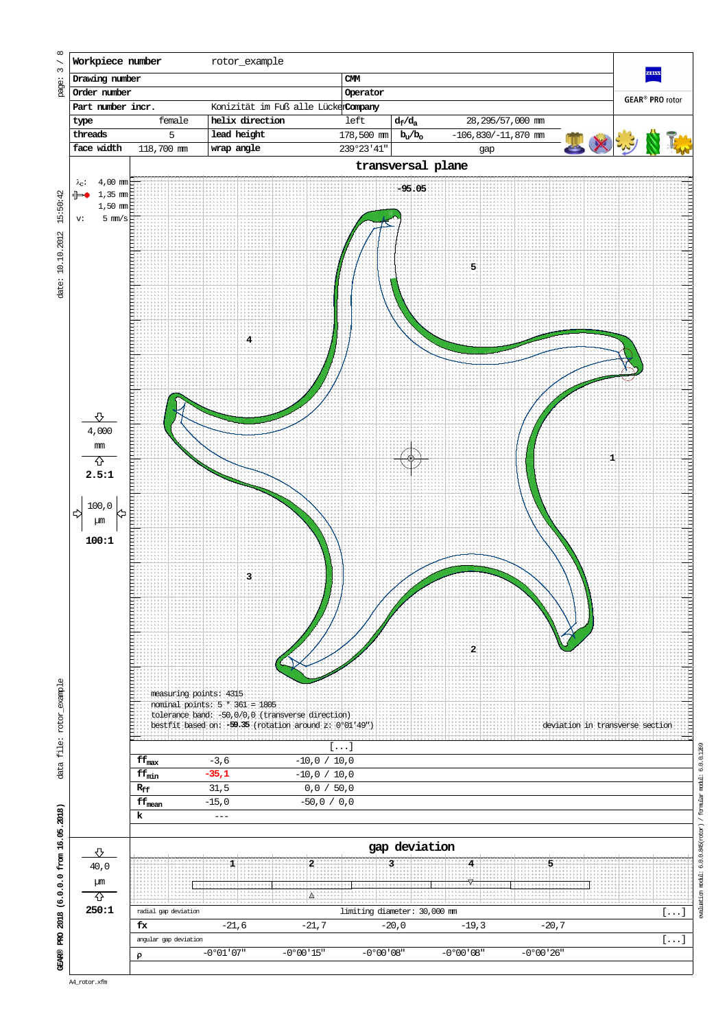| Workpiece number | rotor_example | | | | |
|---|---|---|---|---|---|
| Drawing number | | CMM | | | |
| Order number | | Operator | | | |
| Part number incr. | Konizität im Fuß alle Lücken | Company | | | |
| type | female | helix direction | left | $d_f/d_a$ | 28,295/57,000 mm |
| threads | 5 | lead height | 178,500 mm | $b_u/b_o$ | -106,830/-11,870 mm |
| face width | 118,700 mm | wrap angle | 239°23'41" | | gap |

GEAR® PRO rotor

## transversal plane

$\lambda_c$: 4,00 mm
1,35 mm
1,50 mm
v: 5 mm/s

4,000 mm
2.5:1

100,0 µm
100:1

-95.05

1 2 3 4 5

measuring points: 4315
nominal points: 5 * 361 = 1805
tolerance band: -50,0/0,0 (transverse direction)
bestfit based on: -59.35 (rotation around z: 0°01'49")

deviation in transverse section

[...]

| | | |
|---|---|---|
| $ff_{max}$ | -3,6 | -10,0 / 10,0 |
| $ff_{min}$ | -35,1 | -10,0 / 10,0 |
| $R_{ff}$ | 31,5 | 0,0 / 50,0 |
| $ff_{mean}$ | -15,0 | -50,0 / 0,0 |
| k | --- | |

## gap deviation

40,0 µm
250:1

radial gap deviation — limiting diameter: 30,000 mm [...]

| | 1 | 2 | 3 | 4 | 5 |
|---|---|---|---|---|---|
| fx | -21,6 | -21,7 | -20,0 | -19,3 | -20,7 |

angular gap deviation [...]

| | 1 | 2 | 3 | 4 | 5 |
|---|---|---|---|---|---|
| ρ | -0°01'07" | -0°00'15" | -0°00'08" | -0°00'08" | -0°00'26" |

date: 10.10.2012 15:50:42

data file: rotor_example

GEAR® PRO 2018 (6.0.0.0 from 16.05.2018)

evaluation modul: 6.0.0.845(rotor) / formular modul: 6.0.0.1269

A4_rotor.xfm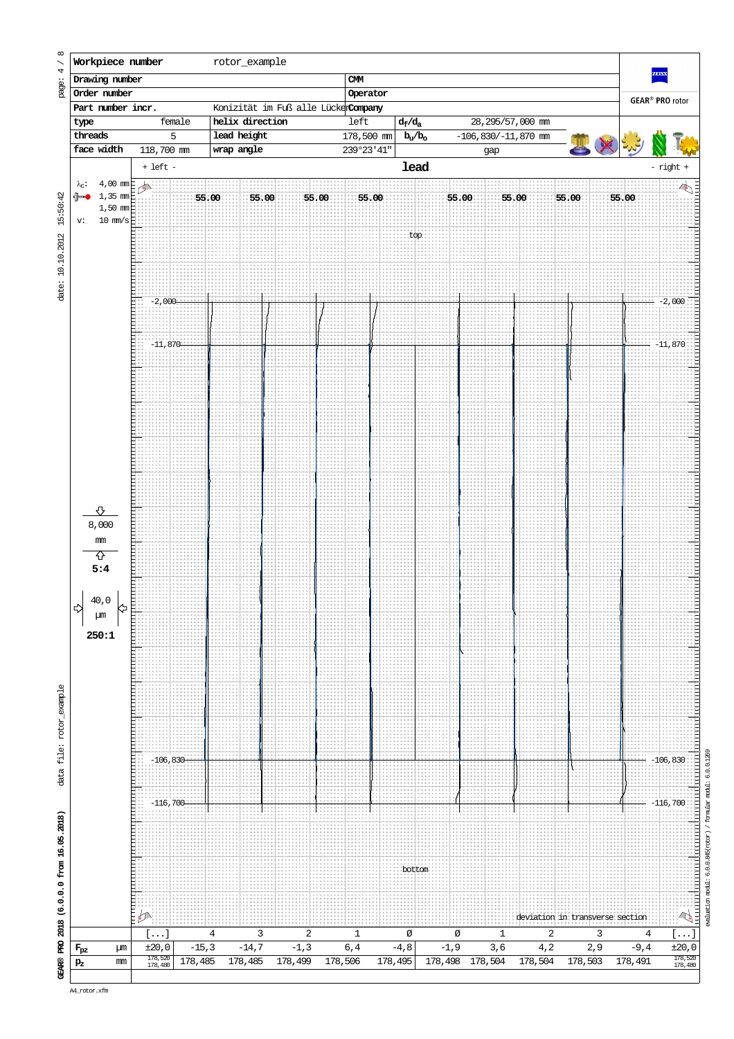| Workpiece number | rotor_example | | | | |
|---|---|---|---|---|---|
| Drawing number | | CMM | | | |
| Order number | | Operator | | | |
| Part number incr. | Konizität im Fuß alle Lücken | Company | | | |
| type | female | helix direction | left | $d_f/d_a$ | 28,295/57,000 mm |
| threads | 5 | lead height | 178,500 mm | $b_u/b_o$ | -106,830/-11,870 mm |
| face width | 118,700 mm | wrap angle | 239°23'41" | | gap |

GEAR® PRO rotor

## lead

+ left - &nbsp;&nbsp;&nbsp;&nbsp; - right +

$\lambda_c$: 4,00 mm
1,35 mm
1,50 mm
v: 10 mm/s

8,000 mm
5:4

40,0 µm
250:1

55.00 55.00 55.00 55.00 55.00 55.00 55.00 55.00

top

-2,000
-11,870
-106,830
-116,700

bottom

deviation in transverse section

| | | [...] | 4 | 3 | 2 | 1 | Ø | Ø | 1 | 2 | 3 | 4 | [...] |
|---|---|---|---|---|---|---|---|---|---|---|---|---|---|
| $F_{pz}$ | µm | ±20,0 | -15,3 | -14,7 | -1,3 | 6,4 | -4,8 | -1,9 | 3,6 | 4,2 | 2,9 | -9,4 | ±20,0 |
| $p_z$ | mm | 178,520 178,480 | 178,485 | 178,485 | 178,499 | 178,506 | 178,495 | 178,498 | 178,504 | 178,504 | 178,503 | 178,491 | 178,520 178,480 |

date: 10.10.2012 15:50:42

data file: rotor_example

GEAR® PRO 2018 (6.0.0.0 from 16.05.2018)

evaluation modul: 6.0.0.865(rotor) / formular modul: 6.0.0.1269

A4_rotor.xfm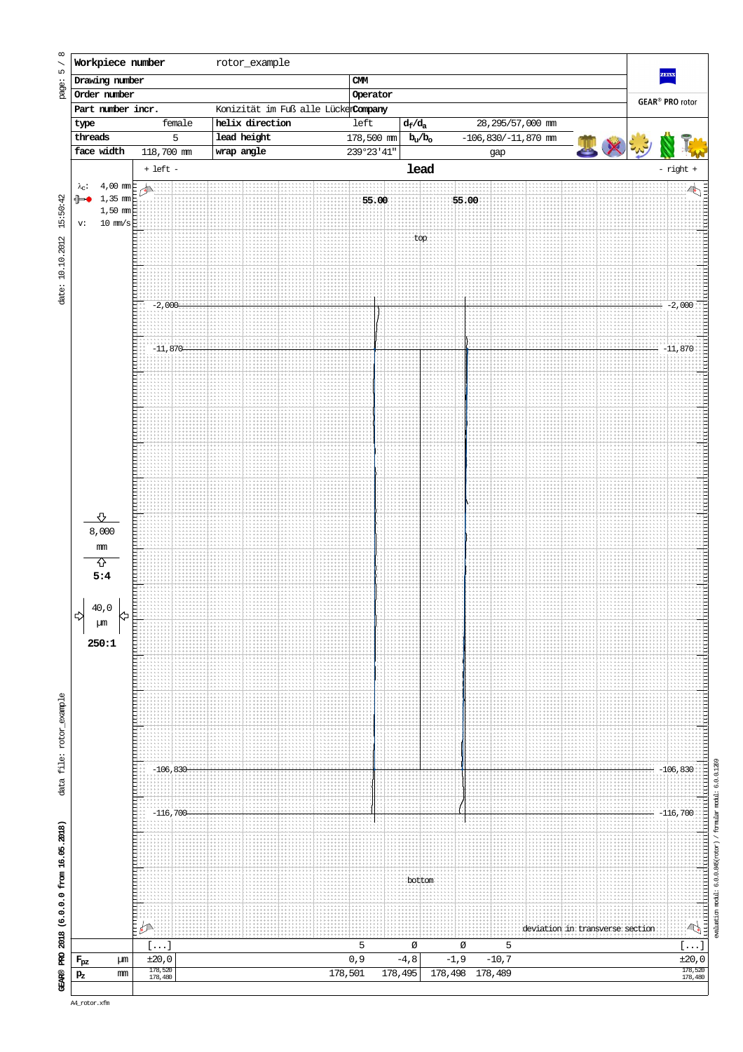| Workpiece number | rotor_example | | | | |
|---|---|---|---|---|---|
| Drawing number | | CMM | | | |
| Order number | | Operator | | | |
| Part number incr. | Konizität im Fuß alle Lücker | Company | | | |
| type | female | helix direction | left | $d_f/d_a$ | 28,295/57,000 mm |
| threads | 5 | lead height | 178,500 mm | $b_u/b_o$ | -106,830/-11,870 mm |
| face width | 118,700 mm | wrap angle | 239°23'41" | | gap |

GEAR® PRO rotor

## lead

+ left - &nbsp;&nbsp;&nbsp;&nbsp; - right +

$\lambda_c$: 4,00 mm
1,35 mm
1,50 mm
v: 10 mm/s

55.00 &nbsp;&nbsp; 55.00

top

-2,000 &nbsp;&nbsp; -2,000

-11,870 &nbsp;&nbsp; -11,870

8,000 mm
5:4

40,0 µm
250:1

-106,830 &nbsp;&nbsp; -106,830

-116,700 &nbsp;&nbsp; -116,700

bottom

deviation in transverse section

| | | [...] | 5 | Ø | Ø | 5 | [...] |
|---|---|---|---|---|---|---|---|
| $F_{pz}$ | µm | ±20,0 | 0,9 | -4,8 | -1,9 | -10,7 | ±20,0 |
| $p_z$ | mm | 178,520 / 178,480 | 178,501 | 178,495 | 178,498 | 178,489 | 178,520 / 178,480 |

date: 10.10.2012 15:50:42

data file: rotor_example

GEAR® PRO 2018 (6.0.0.0 from 16.05.2018)

evaluation modul: 6.0.0.86(rotor) / formular modul: 6.0.0.1269

A4_rotor.xfm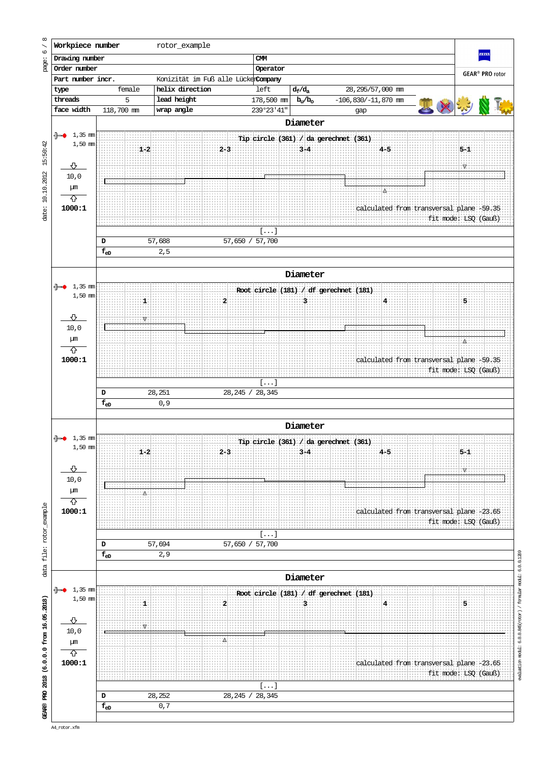| Workpiece number | rotor_example | | | | |
|---|---|---|---|---|---|
| Drawing number | | CMM | | | |
| Order number | | Operator | | | |
| Part number incr. | Konizität im Fuß alle Lücken | Company | | | |
| type | female | helix direction | left | $d_f/d_a$ | 28,295/57,000 mm |
| threads | 5 | lead height | 178,500 mm | $b_u/b_o$ | -106,830/-11,870 mm |
| face width | 118,700 mm | wrap angle | 239°23'41" | | gap |

GEAR® PRO rotor

## Diameter

1,35 mm
1,50 mm

10,0 µm

1000:1

Tip circle (361) / da gerechnet (361)

1-2 2-3 3-4 4-5 5-1

calculated from transversal plane -59.35
fit mode: LSQ (Gauß)

[...]

| D | 57,688 | 57,650 / 57,700 |
|---|---|---|
| $f_{eD}$ | 2,5 | |

## Diameter

1,35 mm
1,50 mm

10,0 µm

1000:1

Root circle (181) / df gerechnet (181)

1 2 3 4 5

calculated from transversal plane -59.35
fit mode: LSQ (Gauß)

[...]

| D | 28,251 | 28,245 / 28,345 |
|---|---|---|
| $f_{eD}$ | 0,9 | |

## Diameter

1,35 mm
1,50 mm

10,0 µm

1000:1

Tip circle (361) / da gerechnet (361)

1-2 2-3 3-4 4-5 5-1

calculated from transversal plane -23.65
fit mode: LSQ (Gauß)

[...]

| D | 57,694 | 57,650 / 57,700 |
|---|---|---|
| $f_{eD}$ | 2,9 | |

## Diameter

1,35 mm
1,50 mm

10,0 µm

1000:1

Root circle (181) / df gerechnet (181)

1 2 3 4 5

calculated from transversal plane -23.65
fit mode: LSQ (Gauß)

[...]

| D | 28,252 | 28,245 / 28,345 |
|---|---|---|
| $f_{eD}$ | 0,7 | |

date: 10.10.2012 15:50:42
data file: rotor_example
GEAR® PRO 2018 (6.0.0.0 from 16.05.2018)
evaluation modul: 6.0.0.885(rotor) / formular modul: 6.0.0.1289
A4_rotor.xfm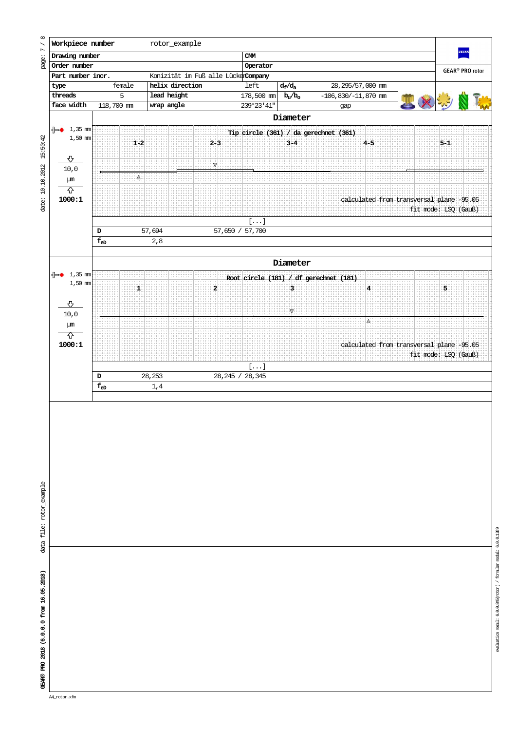| Workpiece number | rotor_example | | | | |
|---|---|---|---|---|---|
| Drawing number | | | CMM | | |
| Order number | | | Operator | | |
| Part number incr. | Konizität im Fuß alle Lücken | | Company | | |
| type | female | helix direction | left | $d_f/d_a$ | 28,295/57,000 mm |
| threads | 5 | lead height | 178,500 mm | $b_u/b_o$ | -106,830/-11,870 mm |
| face width | 118,700 mm | wrap angle | 239°23'41" | | gap |

GEAR® PRO rotor

## Diameter

Tip circle (361) / da gerechnet (361)

1,35 mm
1,50 mm

10,0 µm

1000:1

1-2 2-3 3-4 4-5 5-1

calculated from transversal plane -95.05
fit mode: LSQ (Gauß)

[...]

| D | 57,694 | 57,650 / 57,700 |
|---|---|---|
| $f_{eD}$ | 2,8 | |

## Diameter

Root circle (181) / df gerechnet (181)

1,35 mm
1,50 mm

10,0 µm

1000:1

1 2 3 4 5

calculated from transversal plane -95.05
fit mode: LSQ (Gauß)

[...]

| D | 28,253 | 28,245 / 28,345 |
|---|---|---|
| $f_{eD}$ | 1,4 | |

date: 10.10.2012 15:50:42

data file: rotor_example

GEAR® PRO 2018 (6.0.0.0 from 16.05.2018)

evaluation modul: 6.0.0.845(rotor) / formular modul: 6.0.0.1269

A4_rotor.xfm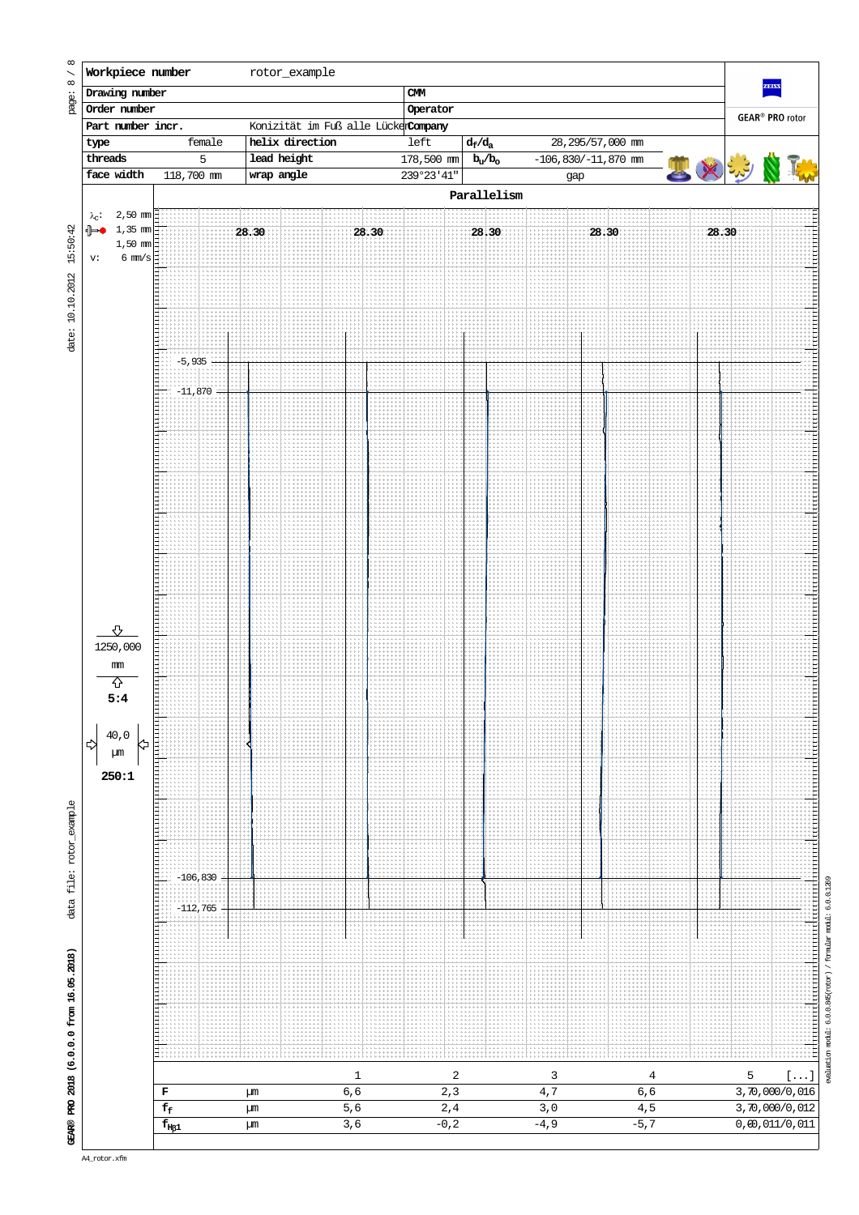| | | | | | | |
|---|---|---|---|---|---|---|
| **Workpiece number** | rotor_example | | | | | |
| **Drawing number** | | | **CMM** | | | |
| **Order number** | | | **Operator** | | | |
| **Part number incr.** | Konizität im Fuß alle Lücken | | **Company** | | | |
| **type** | female | **helix direction** | left | $d_f/d_a$ | 28,295/57,000 mm | |
| **threads** | 5 | **lead height** | 178,500 mm | $b_u/b_o$ | -106,830/-11,870 mm | |
| **face width** | 118,700 mm | **wrap angle** | 239°23'41" | | gap | |

GEAR® PRO rotor

## Parallelism

$\lambda_c$: 2,50 mm
1,35 mm
1,50 mm
v: 6 mm/s

28.30 28.30 28.30 28.30 28.30

-5,935
-11,870
-106,830
-112,765

1250,000
mm
5:4

40,0
µm
250:1

| | | 1 | 2 | 3 | 4 | 5 | [...] |
|---|---|---|---|---|---|---|---|
| **F** | µm | 6,6 | 2,3 | 4,7 | 6,6 | 3,7 | 0,000/0,016 |
| $f_f$ | µm | 5,6 | 2,4 | 3,0 | 4,5 | 3,7 | 0,000/0,012 |
| $f_{H\beta 1}$ | µm | 3,6 | -0,2 | -4,9 | -5,7 | 0,0 | 0,011/0,011 |

date: 10.10.2012 15:50:42

data file: rotor_example

GEAR® PRO 2018 (6.0.0.0 from 16.05.2018)

evaluation modul: 6.0.0.845(rotor) / formular modul: 6.0.0.1269

A4_rotor.xfm